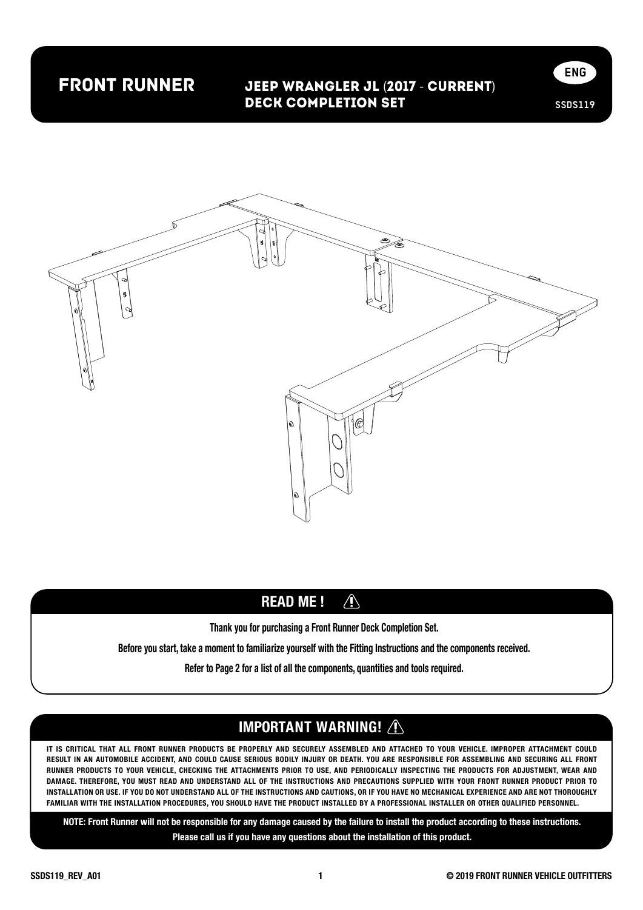# FRONT RUNNER

## JEEP WRANGLER JL (2017 - CURRENT) DECK COMPLETION SET

ENG

SSDS119

## READ ME !

**Thank you for purchasing a Front Runner Deck Completion Set.**

**Before you start, take a moment to familiarize yourself with the Fitting Instructions and the components received.**

**Refer to Page 2 for a list of all the components, quantities and tools required.**

## IMPORTANT WARNING!

IT IS CRITICAL THAT ALL FRONT RUNNER PRODUCTS BE PROPERLY AND SECURELY ASSEMBLED AND ATTACHED TO YOUR VEHICLE. IMPROPER ATTACHMENT COULD RESULT IN AN AUTOMOBILE ACCIDENT, AND COULD CAUSE SERIOUS BODILY INJURY OR DEATH. YOU ARE RESPONSIBLE FOR ASSEMBLING AND SECURING ALL FRONT RUNNER PRODUCTS TO YOUR VEHICLE, CHECKING THE ATTACHMENTS PRIOR TO USE, AND PERIODICALLY INSPECTING THE PRODUCTS FOR ADJUSTMENT, WEAR AND DAMAGE. THEREFORE, YOU MUST READ AND UNDERSTAND ALL OF THE INSTRUCTIONS AND PRECAUTIONS SUPPLIED WITH YOUR FRONT RUNNER PRODUCT PRIOR TO INSTALLATION OR USE. IF YOU DO NOT UNDERSTAND ALL OF THE INSTRUCTIONS AND CAUTIONS, OR IF YOU HAVE NO MECHANICAL EXPERIENCE AND ARE NOT THOROUGHLY FAMILIAR WITH THE INSTALLATION PROCEDURES, YOU SHOULD HAVE THE PRODUCT INSTALLED BY A PROFESSIONAL INSTALLER OR OTHER QUALIFIED PERSONNEL.

**NOTE: Front Runner will not be responsible for any damage caused by the failure to install the product according to these instructions.**

**Please call us if you have any questions about the installation of this product.**

SSDS119_REV_A01

© 2019 FRONT RUNNER VEHICLE OUTFITTERS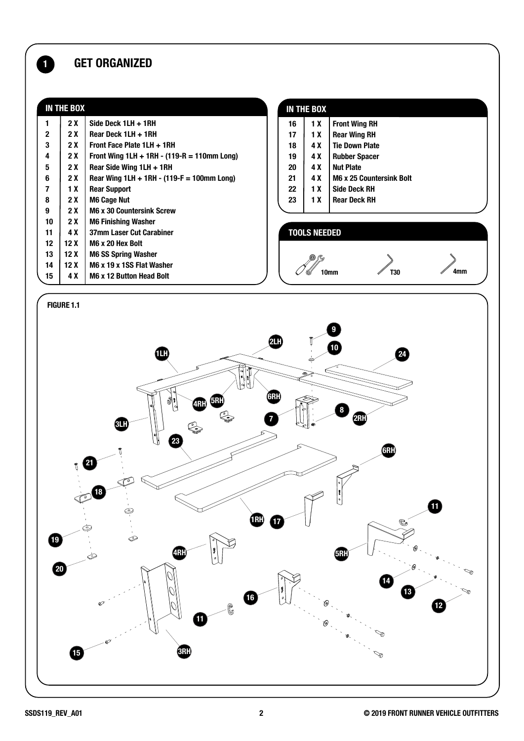# 1 GET ORGANIZED

| IN THE BOX | | |
|---|---|---|
| 1 | 2 X | Side Deck 1LH + 1RH |
| 2 | 2 X | Rear Deck 1LH + 1RH |
| 3 | 2 X | Front Face Plate 1LH + 1RH |
| 4 | 2 X | Front Wing 1LH + 1RH - (119-R = 110mm Long) |
| 5 | 2 X | Rear Side Wing 1LH + 1RH |
| 6 | 2 X | Rear Wing 1LH + 1RH - (119-F = 100mm Long) |
| 7 | 1 X | Rear Support |
| 8 | 2 X | M6 Cage Nut |
| 9 | 2 X | M6 x 30 Countersink Screw |
| 10 | 2 X | M6 Finishing Washer |
| 11 | 4 X | 37mm Laser Cut Carabiner |
| 12 | 12 X | M6 x 20 Hex Bolt |
| 13 | 12 X | M6 SS Spring Washer |
| 14 | 12 X | M6 x 19 x 1SS Flat Washer |
| 15 | 4 X | M6 x 12 Button Head Bolt |

| IN THE BOX | | |
|---|---|---|
| 16 | 1 X | Front Wing RH |
| 17 | 1 X | Rear Wing RH |
| 18 | 4 X | Tie Down Plate |
| 19 | 4 X | Rubber Spacer |
| 20 | 4 X | Nut Plate |
| 21 | 4 X | M6 x 25 Countersink Bolt |
| 22 | 1 X | Side Deck RH |
| 23 | 1 X | Rear Deck RH |

**TOOLS NEEDED**

10mm | T30 | 4mm

**FIGURE 1.1**

9, 10, 2LH, 1LH, 24, 4RH, 5RH, 6RH, 8, 7, 2RH, 3LH, 23, 6RH, 21, 18, 1RH, 17, 11, 19, 4RH, 5RH, 20, 14, 13, 12, 16, 11, 15, 3RH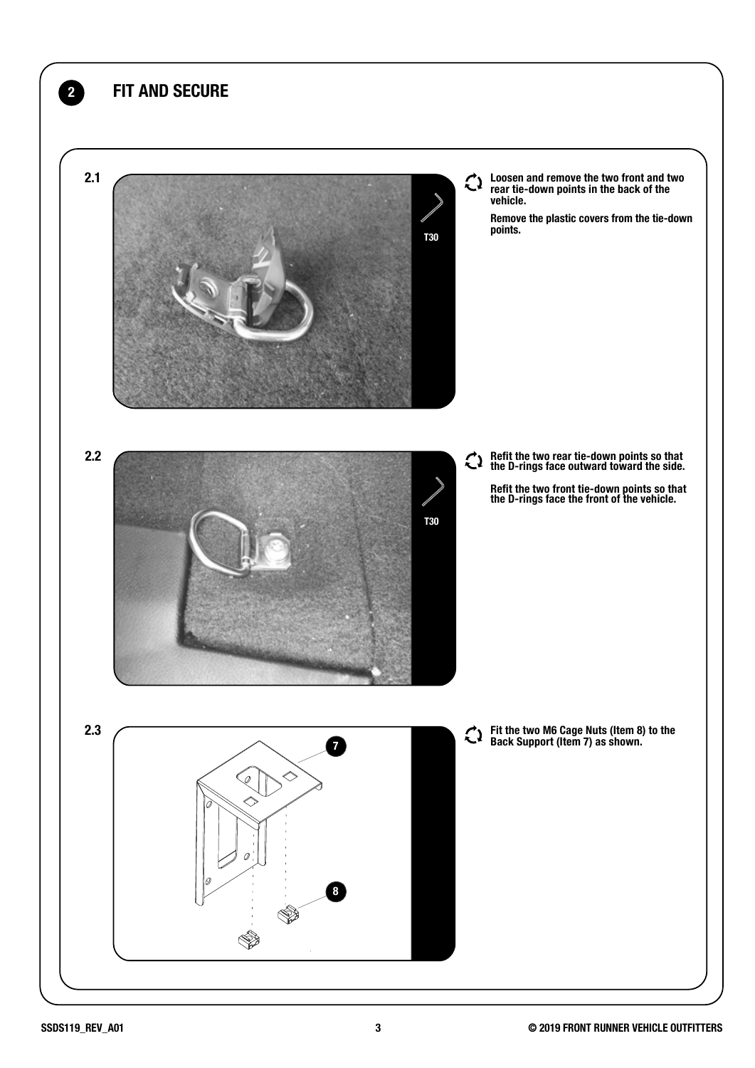## 2 FIT AND SECURE

**2.1**

T30

**Loosen and remove the two front and two rear tie-down points in the back of the vehicle.**

**Remove the plastic covers from the tie-down points.**

**2.2**

T30

**Refit the two rear tie-down points so that the D-rings face outward toward the side.**

**Refit the two front tie-down points so that the D-rings face the front of the vehicle.**

**2.3**

7

8

**Fit the two M6 Cage Nuts (Item 8) to the Back Support (Item 7) as shown.**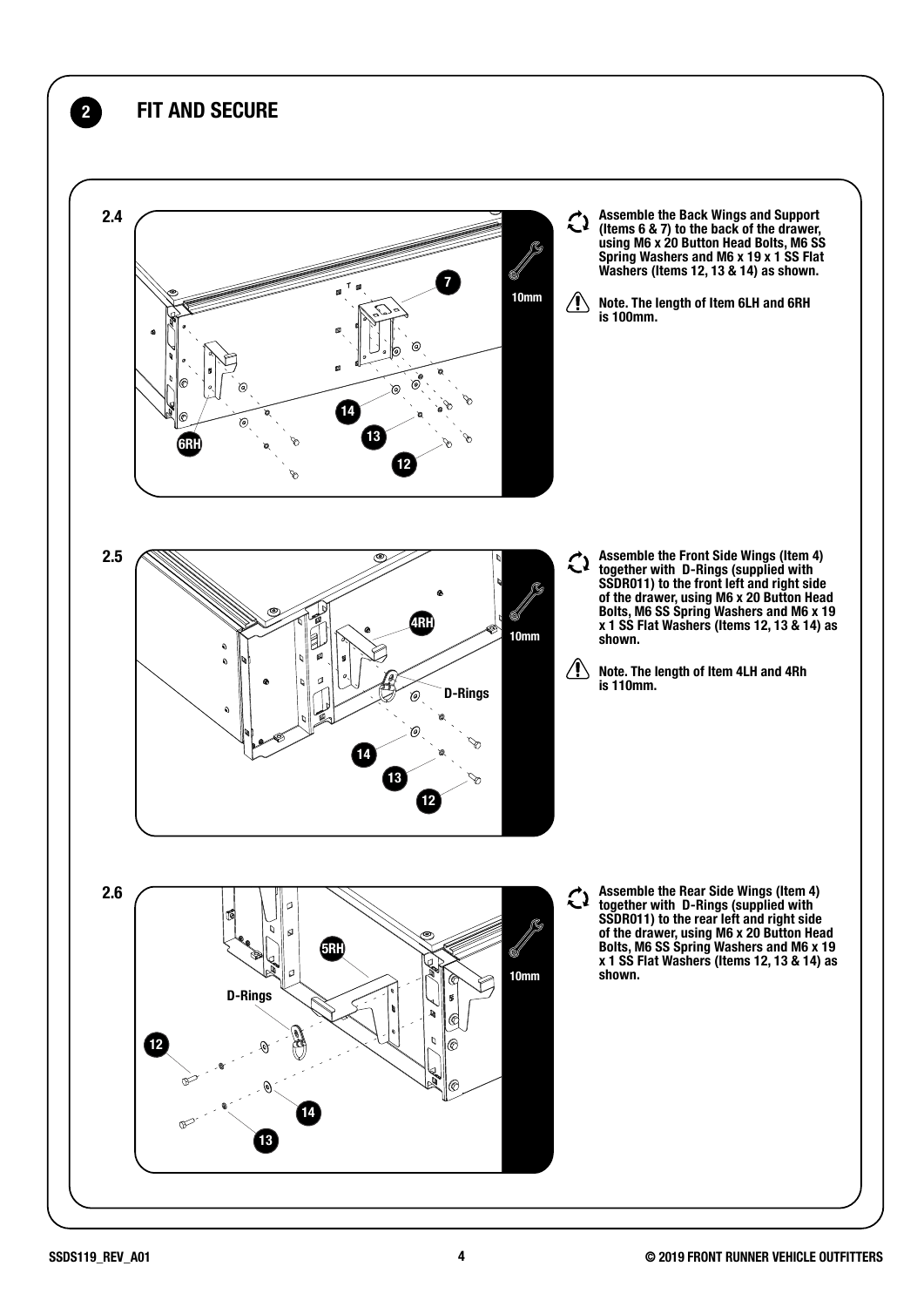## 2 FIT AND SECURE

### 2.4

Assemble the Back Wings and Support (Items 6 & 7) to the back of the drawer, using M6 x 20 Button Head Bolts, M6 SS Spring Washers and M6 x 19 x 1 SS Flat Washers (Items 12, 13 & 14) as shown.

Note. The length of Item 6LH and 6RH is 100mm.

10mm

### 2.5

Assemble the Front Side Wings (Item 4) together with D-Rings (supplied with SSDR011) to the front left and right side of the drawer, using M6 x 20 Button Head Bolts, M6 SS Spring Washers and M6 x 19 x 1 SS Flat Washers (Items 12, 13 & 14) as shown.

Note. The length of Item 4LH and 4Rh is 110mm.

10mm

### 2.6

Assemble the Rear Side Wings (Item 4) together with D-Rings (supplied with SSDR011) to the rear left and right side of the drawer, using M6 x 20 Button Head Bolts, M6 SS Spring Washers and M6 x 19 x 1 SS Flat Washers (Items 12, 13 & 14) as shown.

10mm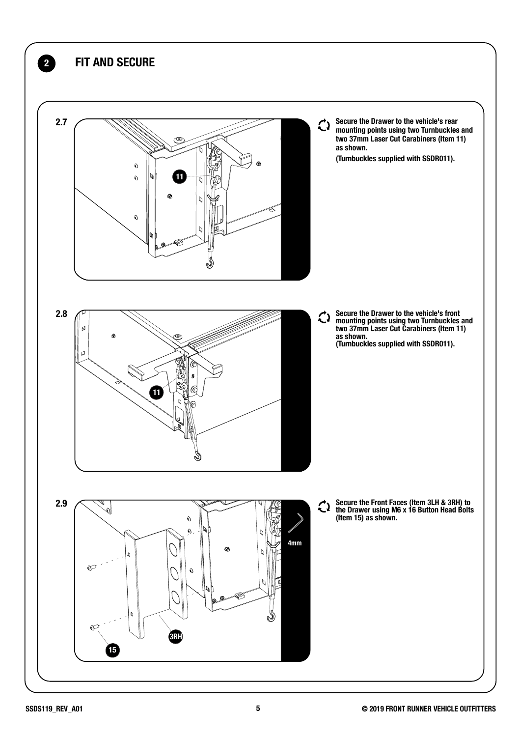## 2 FIT AND SECURE

**2.7**

**Secure the Drawer to the vehicle's rear mounting points using two Turnbuckles and two 37mm Laser Cut Carabiners (Item 11) as shown.**

**(Turnbuckles supplied with SSDR011).**

**2.8**

**Secure the Drawer to the vehicle's front mounting points using two Turnbuckles and two 37mm Laser Cut Carabiners (Item 11) as shown.**
**(Turnbuckles supplied with SSDR011).**

**2.9**

**Secure the Front Faces (Item 3LH & 3RH) to the Drawer using M6 x 16 Button Head Bolts (Item 15) as shown.**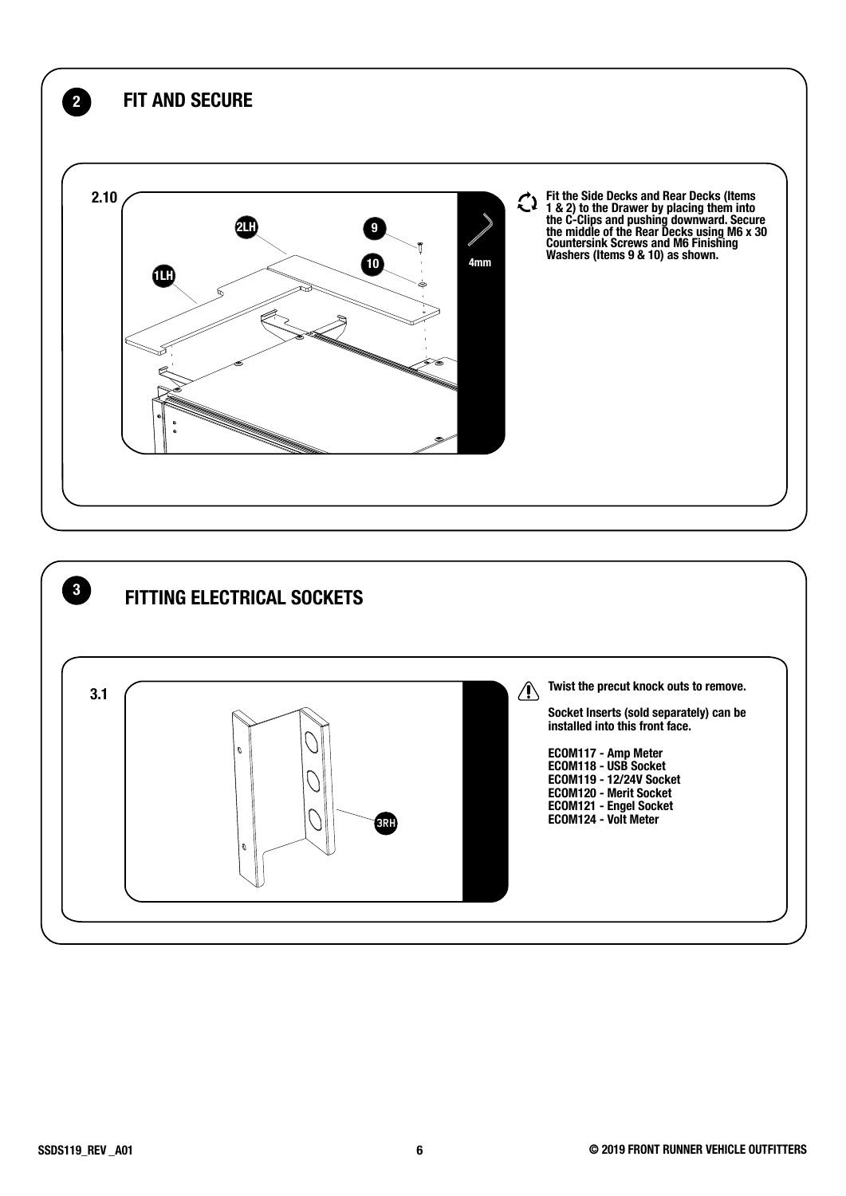## 2 FIT AND SECURE

### 2.10

Fit the Side Decks and Rear Decks (Items 1 & 2) to the Drawer by placing them into the C-Clips and pushing downward. Secure the middle of the Rear Decks using M6 x 30 Countersink Screws and M6 Finishing Washers (Items 9 & 10) as shown.

## 3 FITTING ELECTRICAL SOCKETS

### 3.1

Twist the precut knock outs to remove.

Socket Inserts (sold separately) can be installed into this front face.

ECOM117 - Amp Meter
ECOM118 - USB Socket
ECOM119 - 12/24V Socket
ECOM120 - Merit Socket
ECOM121 - Engel Socket
ECOM124 - Volt Meter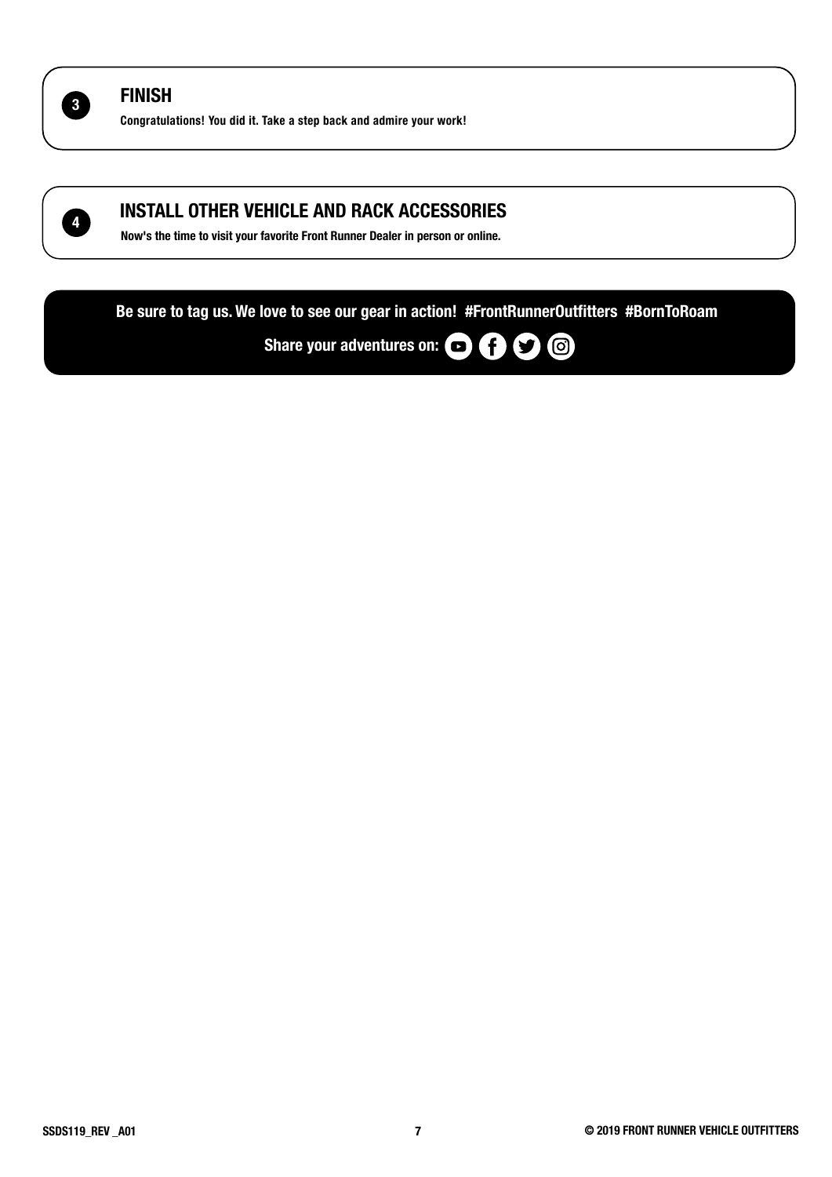## 3 FINISH

**Congratulations! You did it. Take a step back and admire your work!**

## 4 INSTALL OTHER VEHICLE AND RACK ACCESSORIES

**Now's the time to visit your favorite Front Runner Dealer in person or online.**

**Be sure to tag us. We love to see our gear in action! #FrontRunnerOutfitters #BornToRoam**

**Share your adventures on:**

SSDS119_REV _A01

© 2019 FRONT RUNNER VEHICLE OUTFITTERS